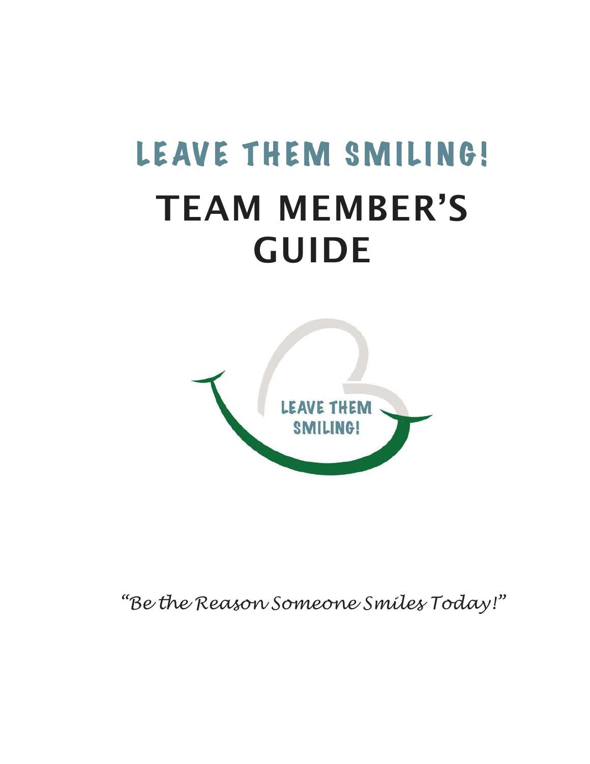# LEAVE THEM SMILING!

# TEAM MEMBER'S GUIDE

LEAVE THEM SMILING!

*"Be the Reason Someone Smiles Today!"*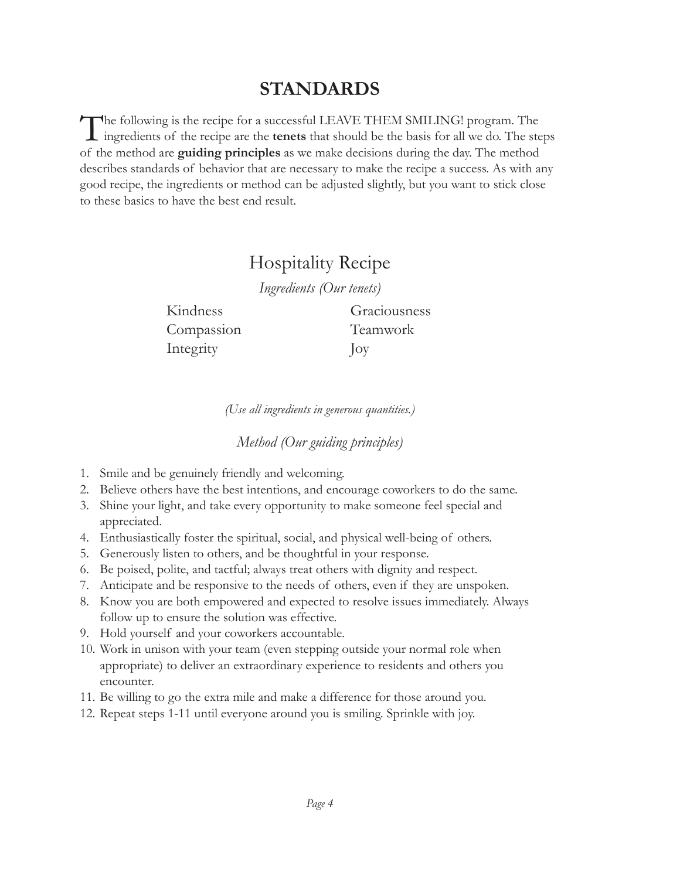# STANDARDS

The following is the recipe for a successful LEAVE THEM SMILING! program. The ingredients of the recipe are the **tenets** that should be the basis for all we do. The steps of the method are **guiding principles** as we make decisions during the day. The method describes standards of behavior that are necessary to make the recipe a success. As with any good recipe, the ingredients or method can be adjusted slightly, but you want to stick close to these basics to have the best end result.

## Hospitality Recipe

*Ingredients (Our tenets)*

| | |
|---|---|
| Kindness | Graciousness |
| Compassion | Teamwork |
| Integrity | Joy |

*(Use all ingredients in generous quantities.)*

*Method (Our guiding principles)*

1. Smile and be genuinely friendly and welcoming.
2. Believe others have the best intentions, and encourage coworkers to do the same.
3. Shine your light, and take every opportunity to make someone feel special and appreciated.
4. Enthusiastically foster the spiritual, social, and physical well-being of others.
5. Generously listen to others, and be thoughtful in your response.
6. Be poised, polite, and tactful; always treat others with dignity and respect.
7. Anticipate and be responsive to the needs of others, even if they are unspoken.
8. Know you are both empowered and expected to resolve issues immediately. Always follow up to ensure the solution was effective.
9. Hold yourself and your coworkers accountable.
10. Work in unison with your team (even stepping outside your normal role when appropriate) to deliver an extraordinary experience to residents and others you encounter.
11. Be willing to go the extra mile and make a difference for those around you.
12. Repeat steps 1-11 until everyone around you is smiling. Sprinkle with joy.